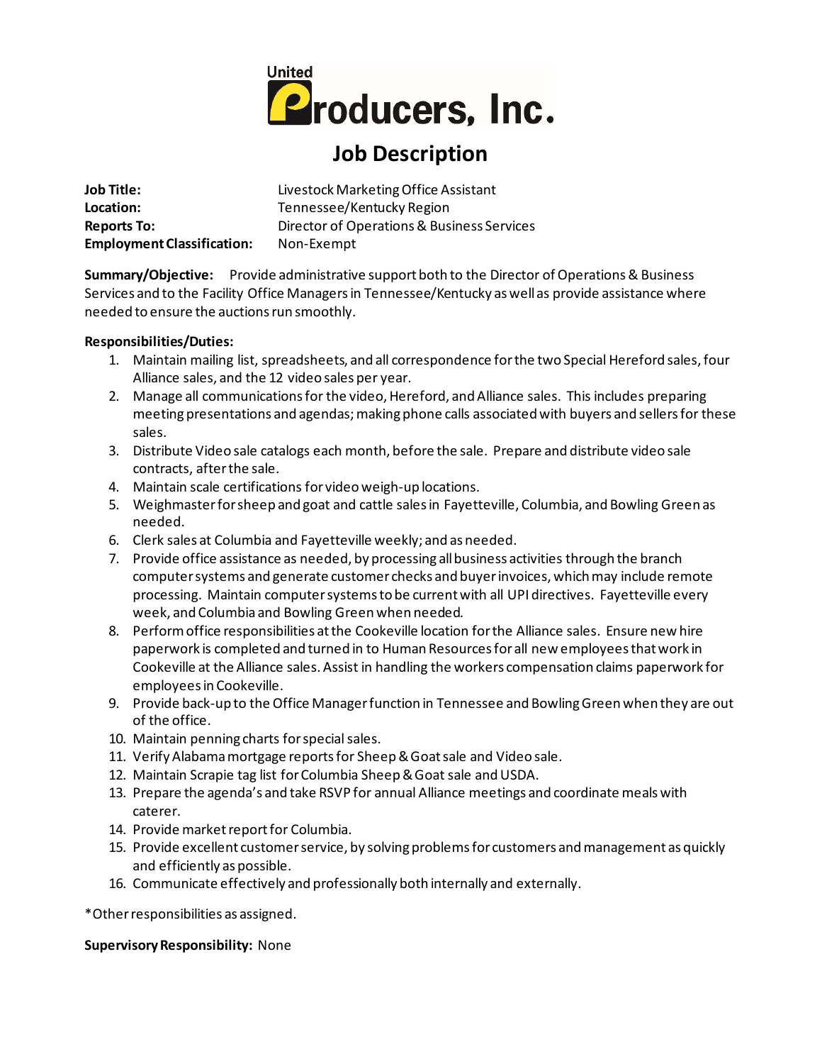United Producers, Inc.

# Job Description

**Job Title:** Livestock Marketing Office Assistant
**Location:** Tennessee/Kentucky Region
**Reports To:** Director of Operations & Business Services
**Employment Classification:** Non-Exempt

**Summary/Objective:** Provide administrative support both to the Director of Operations & Business Services and to the Facility Office Managers in Tennessee/Kentucky as well as provide assistance where needed to ensure the auctions run smoothly.

**Responsibilities/Duties:**

1. Maintain mailing list, spreadsheets, and all correspondence for the two Special Hereford sales, four Alliance sales, and the 12 video sales per year.
2. Manage all communications for the video, Hereford, and Alliance sales. This includes preparing meeting presentations and agendas; making phone calls associated with buyers and sellers for these sales.
3. Distribute Video sale catalogs each month, before the sale. Prepare and distribute video sale contracts, after the sale.
4. Maintain scale certifications for video weigh-up locations.
5. Weighmaster for sheep and goat and cattle sales in Fayetteville, Columbia, and Bowling Green as needed.
6. Clerk sales at Columbia and Fayetteville weekly; and as needed.
7. Provide office assistance as needed, by processing all business activities through the branch computer systems and generate customer checks and buyer invoices, which may include remote processing. Maintain computer systems to be current with all UPI directives. Fayetteville every week, and Columbia and Bowling Green when needed.
8. Perform office responsibilities at the Cookeville location for the Alliance sales. Ensure new hire paperwork is completed and turned in to Human Resources for all new employees that work in Cookeville at the Alliance sales. Assist in handling the workers compensation claims paperwork for employees in Cookeville.
9. Provide back-up to the Office Manager function in Tennessee and Bowling Green when they are out of the office.
10. Maintain penning charts for special sales.
11. Verify Alabama mortgage reports for Sheep & Goat sale and Video sale.
12. Maintain Scrapie tag list for Columbia Sheep & Goat sale and USDA.
13. Prepare the agenda's and take RSVP for annual Alliance meetings and coordinate meals with caterer.
14. Provide market report for Columbia.
15. Provide excellent customer service, by solving problems for customers and management as quickly and efficiently as possible.
16. Communicate effectively and professionally both internally and externally.

*Other responsibilities as assigned.

**Supervisory Responsibility:** None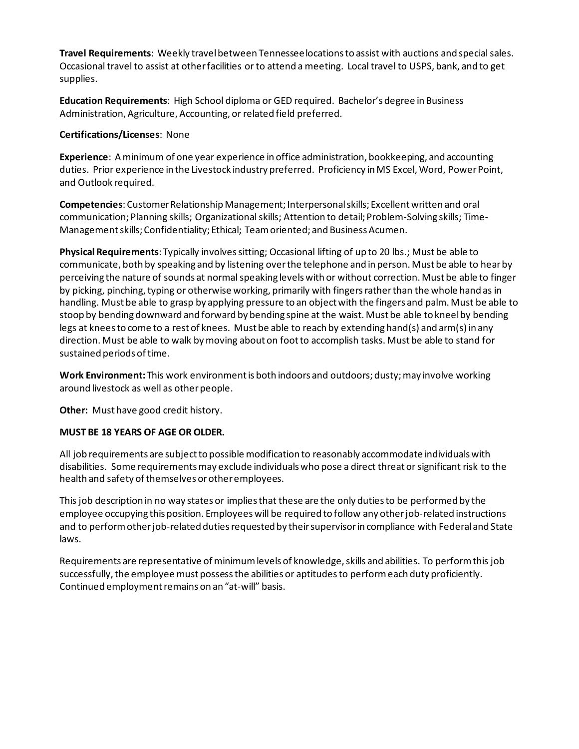**Travel Requirements**: Weekly travel between Tennessee locations to assist with auctions and special sales. Occasional travel to assist at other facilities or to attend a meeting. Local travel to USPS, bank, and to get supplies.

**Education Requirements**: High School diploma or GED required. Bachelor's degree in Business Administration, Agriculture, Accounting, or related field preferred.

**Certifications/Licenses**: None

**Experience**: A minimum of one year experience in office administration, bookkeeping, and accounting duties. Prior experience in the Livestock industry preferred. Proficiency in MS Excel, Word, Power Point, and Outlook required.

**Competencies**: Customer Relationship Management; Interpersonal skills; Excellent written and oral communication; Planning skills; Organizational skills; Attention to detail; Problem-Solving skills; Time-Management skills; Confidentiality; Ethical; Team oriented; and Business Acumen.

**Physical Requirements**: Typically involves sitting; Occasional lifting of up to 20 lbs.; Must be able to communicate, both by speaking and by listening over the telephone and in person. Must be able to hear by perceiving the nature of sounds at normal speaking levels with or without correction. Must be able to finger by picking, pinching, typing or otherwise working, primarily with fingers rather than the whole hand as in handling. Must be able to grasp by applying pressure to an object with the fingers and palm. Must be able to stoop by bending downward and forward by bending spine at the waist. Must be able to kneel by bending legs at knees to come to a rest of knees. Must be able to reach by extending hand(s) and arm(s) in any direction. Must be able to walk by moving about on foot to accomplish tasks. Must be able to stand for sustained periods of time.

**Work Environment:** This work environment is both indoors and outdoors; dusty; may involve working around livestock as well as other people.

**Other:** Must have good credit history.

**MUST BE 18 YEARS OF AGE OR OLDER.**

All job requirements are subject to possible modification to reasonably accommodate individuals with disabilities. Some requirements may exclude individuals who pose a direct threat or significant risk to the health and safety of themselves or other employees.

This job description in no way states or implies that these are the only duties to be performed by the employee occupying this position. Employees will be required to follow any other job-related instructions and to perform other job-related duties requested by their supervisor in compliance with Federal and State laws.

Requirements are representative of minimum levels of knowledge, skills and abilities. To perform this job successfully, the employee must possess the abilities or aptitudes to perform each duty proficiently. Continued employment remains on an "at-will" basis.